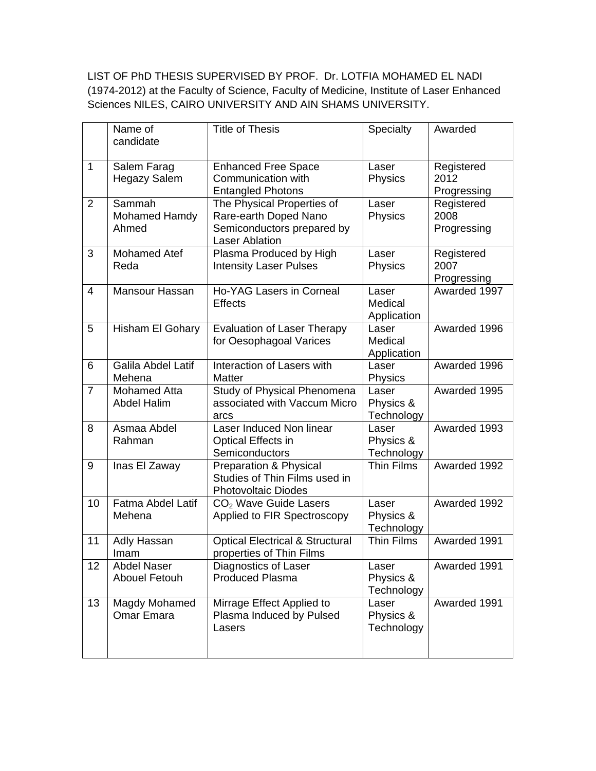LIST OF PhD THESIS SUPERVISED BY PROF. Dr. LOTFIA MOHAMED EL NADI (1974-2012) at the Faculty of Science, Faculty of Medicine, Institute of Laser Enhanced Sciences NILES, CAIRO UNIVERSITY AND AIN SHAMS UNIVERSITY.

| | Name of candidate | Title of Thesis | Specialty | Awarded |
|---|---|---|---|---|
| 1 | Salem Farag Hegazy Salem | Enhanced Free Space Communication with Entangled Photons | Laser Physics | Registered 2012 Progressing |
| 2 | Sammah Mohamed Hamdy Ahmed | The Physical Properties of Rare-earth Doped Nano Semiconductors prepared by Laser Ablation | Laser Physics | Registered 2008 Progressing |
| 3 | Mohamed Atef Reda | Plasma Produced by High Intensity Laser Pulses | Laser Physics | Registered 2007 Progressing |
| 4 | Mansour Hassan | Ho-YAG Lasers in Corneal Effects | Laser Medical Application | Awarded 1997 |
| 5 | Hisham El Gohary | Evaluation of Laser Therapy for Oesophagoal Varices | Laser Medical Application | Awarded 1996 |
| 6 | Galila Abdel Latif Mehena | Interaction of Lasers with Matter | Laser Physics | Awarded 1996 |
| 7 | Mohamed Atta Abdel Halim | Study of Physical Phenomena associated with Vaccum Micro arcs | Laser Physics & Technology | Awarded 1995 |
| 8 | Asmaa Abdel Rahman | Laser Induced Non linear Optical Effects in Semiconductors | Laser Physics & Technology | Awarded 1993 |
| 9 | Inas El Zaway | Preparation & Physical Studies of Thin Films used in Photovoltaic Diodes | Thin Films | Awarded 1992 |
| 10 | Fatma Abdel Latif Mehena | $CO_2$ Wave Guide Lasers Applied to FIR Spectroscopy | Laser Physics & Technology | Awarded 1992 |
| 11 | Adly Hassan Imam | Optical Electrical & Structural properties of Thin Films | Thin Films | Awarded 1991 |
| 12 | Abdel Naser Abouel Fetouh | Diagnostics of Laser Produced Plasma | Laser Physics & Technology | Awarded 1991 |
| 13 | Magdy Mohamed Omar Emara | Mirrage Effect Applied to Plasma Induced by Pulsed Lasers | Laser Physics & Technology | Awarded 1991 |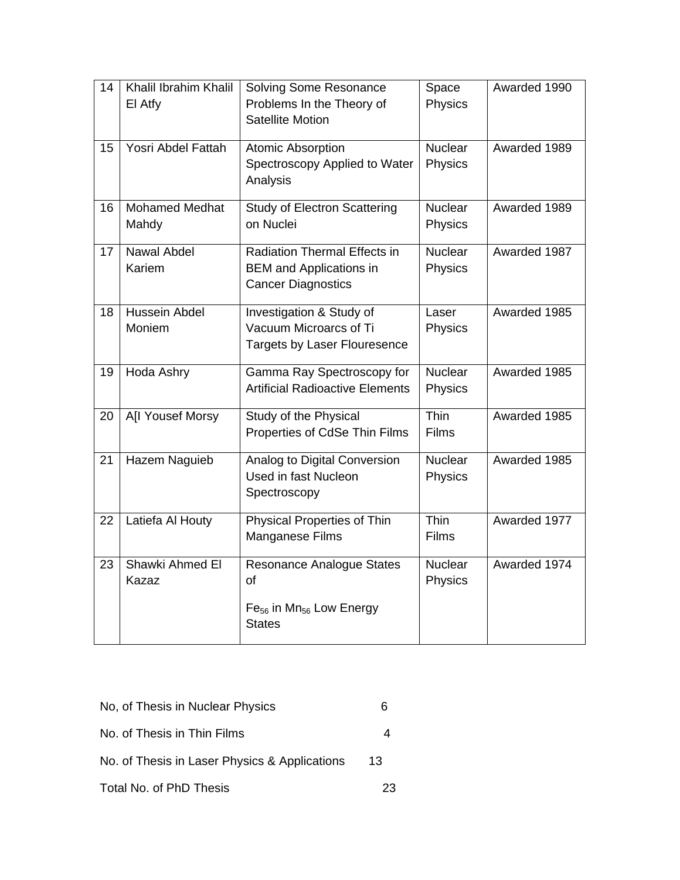| | | | | |
|---|---|---|---|---|
| 14 | Khalil Ibrahim Khalil El Atfy | Solving Some Resonance Problems In the Theory of Satellite Motion | Space Physics | Awarded 1990 |
| 15 | Yosri Abdel Fattah | Atomic Absorption Spectroscopy Applied to Water Analysis | Nuclear Physics | Awarded 1989 |
| 16 | Mohamed Medhat Mahdy | Study of Electron Scattering on Nuclei | Nuclear Physics | Awarded 1989 |
| 17 | Nawal Abdel Kariem | Radiation Thermal Effects in BEM and Applications in Cancer Diagnostics | Nuclear Physics | Awarded 1987 |
| 18 | Hussein Abdel Moniem | Investigation & Study of Vacuum Microarcs of Ti Targets by Laser Flouresence | Laser Physics | Awarded 1985 |
| 19 | Hoda Ashry | Gamma Ray Spectroscopy for Artificial Radioactive Elements | Nuclear Physics | Awarded 1985 |
| 20 | A[I Yousef Morsy | Study of the Physical Properties of CdSe Thin Films | Thin Films | Awarded 1985 |
| 21 | Hazem Naguieb | Analog to Digital Conversion Used in fast Nucleon Spectroscopy | Nuclear Physics | Awarded 1985 |
| 22 | Latiefa Al Houty | Physical Properties of Thin Manganese Films | Thin Films | Awarded 1977 |
| 23 | Shawki Ahmed El Kazaz | Resonance Analogue States of $Fe_{56}$ in $Mn_{56}$ Low Energy States | Nuclear Physics | Awarded 1974 |

No, of Thesis in Nuclear Physics 6

No. of Thesis in Thin Films 4

No. of Thesis in Laser Physics & Applications 13

Total No. of PhD Thesis 23